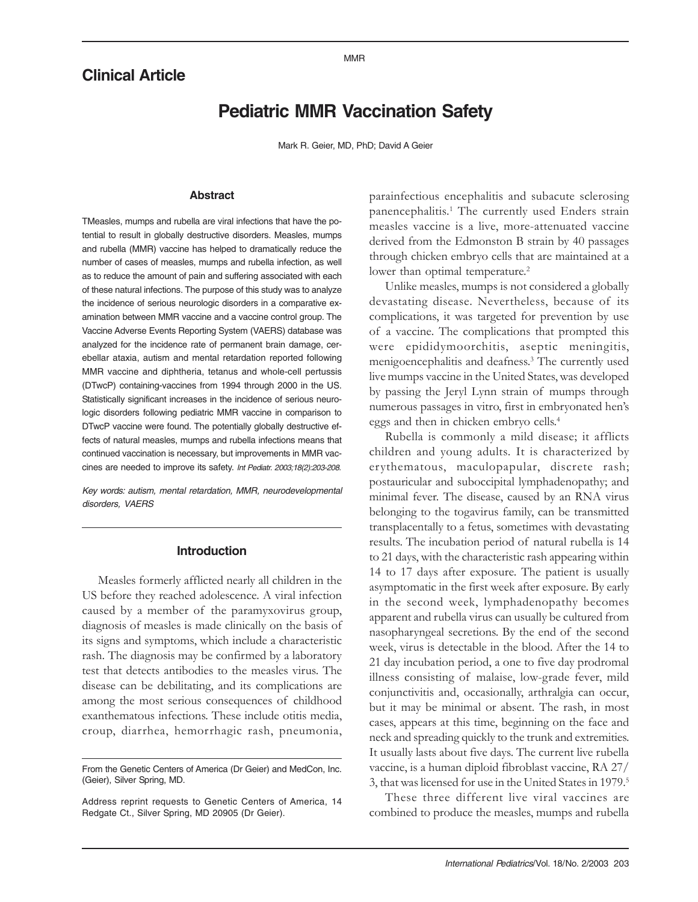## Clinical Article

# Pediatric MMR Vaccination Safety

Mark R. Geier, MD, PhD; David A Geier

### Abstract

TMeasles, mumps and rubella are viral infections that have the potential to result in globally destructive disorders. Measles, mumps and rubella (MMR) vaccine has helped to dramatically reduce the number of cases of measles, mumps and rubella infection, as well as to reduce the amount of pain and suffering associated with each of these natural infections. The purpose of this study was to analyze the incidence of serious neurologic disorders in a comparative examination between MMR vaccine and a vaccine control group. The Vaccine Adverse Events Reporting System (VAERS) database was analyzed for the incidence rate of permanent brain damage, cerebellar ataxia, autism and mental retardation reported following MMR vaccine and diphtheria, tetanus and whole-cell pertussis (DTwcP) containing-vaccines from 1994 through 2000 in the US. Statistically significant increases in the incidence of serious neurologic disorders following pediatric MMR vaccine in comparison to DTwcP vaccine were found. The potentially globally destructive effects of natural measles, mumps and rubella infections means that continued vaccination is necessary, but improvements in MMR vaccines are needed to improve its safety. *Int Pediatr. 2003;18(2):203-208.*

*Key words: autism, mental retardation, MMR, neurodevelopmental disorders, VAERS*

### Introduction

Measles formerly afflicted nearly all children in the US before they reached adolescence. A viral infection caused by a member of the paramyxovirus group, diagnosis of measles is made clinically on the basis of its signs and symptoms, which include a characteristic rash. The diagnosis may be confirmed by a laboratory test that detects antibodies to the measles virus. The disease can be debilitating, and its complications are among the most serious consequences of childhood exanthematous infections. These include otitis media, croup, diarrhea, hemorrhagic rash, pneumonia, parainfectious encephalitis and subacute sclerosing panencephalitis.[1] The currently used Enders strain measles vaccine is a live, more-attenuated vaccine derived from the Edmonston B strain by 40 passages through chicken embryo cells that are maintained at a lower than optimal temperature.[2]

Unlike measles, mumps is not considered a globally devastating disease. Nevertheless, because of its complications, it was targeted for prevention by use of a vaccine. The complications that prompted this were epididymoorchitis, aseptic meningitis, menigoencephalitis and deafness.[3] The currently used live mumps vaccine in the United States, was developed by passing the Jeryl Lynn strain of mumps through numerous passages in vitro, first in embryonated hen's eggs and then in chicken embryo cells.[4]

Rubella is commonly a mild disease; it afflicts children and young adults. It is characterized by erythematous, maculopapular, discrete rash; postauricular and suboccipital lymphadenopathy; and minimal fever. The disease, caused by an RNA virus belonging to the togavirus family, can be transmitted transplacentally to a fetus, sometimes with devastating results. The incubation period of natural rubella is 14 to 21 days, with the characteristic rash appearing within 14 to 17 days after exposure. The patient is usually asymptomatic in the first week after exposure. By early in the second week, lymphadenopathy becomes apparent and rubella virus can usually be cultured from nasopharyngeal secretions. By the end of the second week, virus is detectable in the blood. After the 14 to 21 day incubation period, a one to five day prodromal illness consisting of malaise, low-grade fever, mild conjunctivitis and, occasionally, arthralgia can occur, but it may be minimal or absent. The rash, in most cases, appears at this time, beginning on the face and neck and spreading quickly to the trunk and extremities. It usually lasts about five days. The current live rubella vaccine, is a human diploid fibroblast vaccine, RA 27/3, that was licensed for use in the United States in 1979.[5]

These three different live viral vaccines are combined to produce the measles, mumps and rubella

From the Genetic Centers of America (Dr Geier) and MedCon, Inc. (Geier), Silver Spring, MD.

Address reprint requests to Genetic Centers of America, 14 Redgate Ct., Silver Spring, MD 20905 (Dr Geier).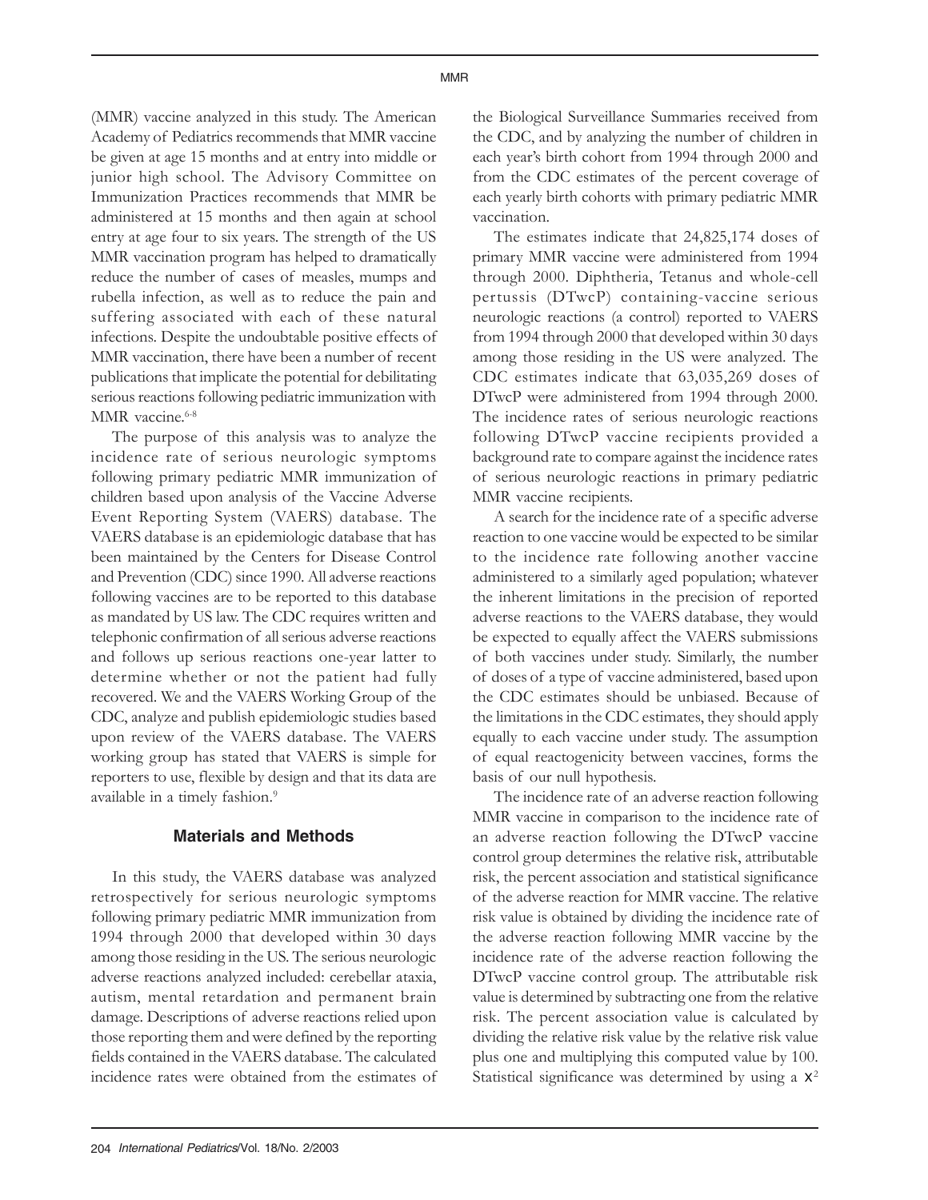(MMR) vaccine analyzed in this study. The American Academy of Pediatrics recommends that MMR vaccine be given at age 15 months and at entry into middle or junior high school. The Advisory Committee on Immunization Practices recommends that MMR be administered at 15 months and then again at school entry at age four to six years. The strength of the US MMR vaccination program has helped to dramatically reduce the number of cases of measles, mumps and rubella infection, as well as to reduce the pain and suffering associated with each of these natural infections. Despite the undoubtable positive effects of MMR vaccination, there have been a number of recent publications that implicate the potential for debilitating serious reactions following pediatric immunization with MMR vaccine.[6-8]

The purpose of this analysis was to analyze the incidence rate of serious neurologic symptoms following primary pediatric MMR immunization of children based upon analysis of the Vaccine Adverse Event Reporting System (VAERS) database. The VAERS database is an epidemiologic database that has been maintained by the Centers for Disease Control and Prevention (CDC) since 1990. All adverse reactions following vaccines are to be reported to this database as mandated by US law. The CDC requires written and telephonic confirmation of all serious adverse reactions and follows up serious reactions one-year latter to determine whether or not the patient had fully recovered. We and the VAERS Working Group of the CDC, analyze and publish epidemiologic studies based upon review of the VAERS database. The VAERS working group has stated that VAERS is simple for reporters to use, flexible by design and that its data are available in a timely fashion.[9]

## Materials and Methods

In this study, the VAERS database was analyzed retrospectively for serious neurologic symptoms following primary pediatric MMR immunization from 1994 through 2000 that developed within 30 days among those residing in the US. The serious neurologic adverse reactions analyzed included: cerebellar ataxia, autism, mental retardation and permanent brain damage. Descriptions of adverse reactions relied upon those reporting them and were defined by the reporting fields contained in the VAERS database. The calculated incidence rates were obtained from the estimates of the Biological Surveillance Summaries received from the CDC, and by analyzing the number of children in each year's birth cohort from 1994 through 2000 and from the CDC estimates of the percent coverage of each yearly birth cohorts with primary pediatric MMR vaccination.

The estimates indicate that 24,825,174 doses of primary MMR vaccine were administered from 1994 through 2000. Diphtheria, Tetanus and whole-cell pertussis (DTwcP) containing-vaccine serious neurologic reactions (a control) reported to VAERS from 1994 through 2000 that developed within 30 days among those residing in the US were analyzed. The CDC estimates indicate that 63,035,269 doses of DTwcP were administered from 1994 through 2000. The incidence rates of serious neurologic reactions following DTwcP vaccine recipients provided a background rate to compare against the incidence rates of serious neurologic reactions in primary pediatric MMR vaccine recipients.

A search for the incidence rate of a specific adverse reaction to one vaccine would be expected to be similar to the incidence rate following another vaccine administered to a similarly aged population; whatever the inherent limitations in the precision of reported adverse reactions to the VAERS database, they would be expected to equally affect the VAERS submissions of both vaccines under study. Similarly, the number of doses of a type of vaccine administered, based upon the CDC estimates should be unbiased. Because of the limitations in the CDC estimates, they should apply equally to each vaccine under study. The assumption of equal reactogenicity between vaccines, forms the basis of our null hypothesis.

The incidence rate of an adverse reaction following MMR vaccine in comparison to the incidence rate of an adverse reaction following the DTwcP vaccine control group determines the relative risk, attributable risk, the percent association and statistical significance of the adverse reaction for MMR vaccine. The relative risk value is obtained by dividing the incidence rate of the adverse reaction following MMR vaccine by the incidence rate of the adverse reaction following the DTwcP vaccine control group. The attributable risk value is determined by subtracting one from the relative risk. The percent association value is calculated by dividing the relative risk value by the relative risk value plus one and multiplying this computed value by 100. Statistical significance was determined by using a $\chi^2$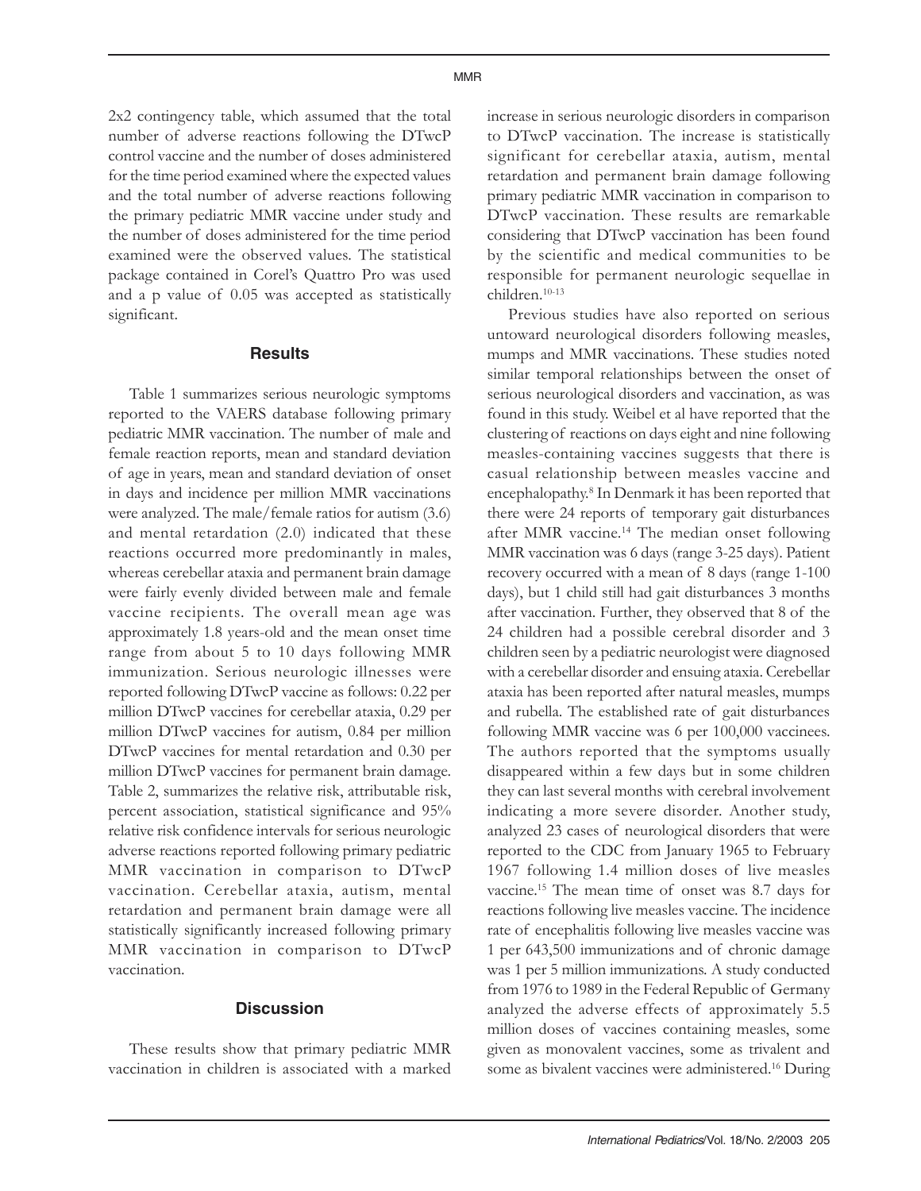2x2 contingency table, which assumed that the total number of adverse reactions following the DTwcP control vaccine and the number of doses administered for the time period examined where the expected values and the total number of adverse reactions following the primary pediatric MMR vaccine under study and the number of doses administered for the time period examined were the observed values. The statistical package contained in Corel's Quattro Pro was used and a p value of 0.05 was accepted as statistically significant.

## Results

Table 1 summarizes serious neurologic symptoms reported to the VAERS database following primary pediatric MMR vaccination. The number of male and female reaction reports, mean and standard deviation of age in years, mean and standard deviation of onset in days and incidence per million MMR vaccinations were analyzed. The male/female ratios for autism (3.6) and mental retardation (2.0) indicated that these reactions occurred more predominantly in males, whereas cerebellar ataxia and permanent brain damage were fairly evenly divided between male and female vaccine recipients. The overall mean age was approximately 1.8 years-old and the mean onset time range from about 5 to 10 days following MMR immunization. Serious neurologic illnesses were reported following DTwcP vaccine as follows: 0.22 per million DTwcP vaccines for cerebellar ataxia, 0.29 per million DTwcP vaccines for autism, 0.84 per million DTwcP vaccines for mental retardation and 0.30 per million DTwcP vaccines for permanent brain damage. Table 2, summarizes the relative risk, attributable risk, percent association, statistical significance and 95% relative risk confidence intervals for serious neurologic adverse reactions reported following primary pediatric MMR vaccination in comparison to DTwcP vaccination. Cerebellar ataxia, autism, mental retardation and permanent brain damage were all statistically significantly increased following primary MMR vaccination in comparison to DTwcP vaccination.

## Discussion

These results show that primary pediatric MMR vaccination in children is associated with a marked increase in serious neurologic disorders in comparison to DTwcP vaccination. The increase is statistically significant for cerebellar ataxia, autism, mental retardation and permanent brain damage following primary pediatric MMR vaccination in comparison to DTwcP vaccination. These results are remarkable considering that DTwcP vaccination has been found by the scientific and medical communities to be responsible for permanent neurologic sequellae in children.[10-13]

Previous studies have also reported on serious untoward neurological disorders following measles, mumps and MMR vaccinations. These studies noted similar temporal relationships between the onset of serious neurological disorders and vaccination, as was found in this study. Weibel et al have reported that the clustering of reactions on days eight and nine following measles-containing vaccines suggests that there is casual relationship between measles vaccine and encephalopathy.[8] In Denmark it has been reported that there were 24 reports of temporary gait disturbances after MMR vaccine.[14] The median onset following MMR vaccination was 6 days (range 3-25 days). Patient recovery occurred with a mean of 8 days (range 1-100 days), but 1 child still had gait disturbances 3 months after vaccination. Further, they observed that 8 of the 24 children had a possible cerebral disorder and 3 children seen by a pediatric neurologist were diagnosed with a cerebellar disorder and ensuing ataxia. Cerebellar ataxia has been reported after natural measles, mumps and rubella. The established rate of gait disturbances following MMR vaccine was 6 per 100,000 vaccinees. The authors reported that the symptoms usually disappeared within a few days but in some children they can last several months with cerebral involvement indicating a more severe disorder. Another study, analyzed 23 cases of neurological disorders that were reported to the CDC from January 1965 to February 1967 following 1.4 million doses of live measles vaccine.[15] The mean time of onset was 8.7 days for reactions following live measles vaccine. The incidence rate of encephalitis following live measles vaccine was 1 per 643,500 immunizations and of chronic damage was 1 per 5 million immunizations. A study conducted from 1976 to 1989 in the Federal Republic of Germany analyzed the adverse effects of approximately 5.5 million doses of vaccines containing measles, some given as monovalent vaccines, some as trivalent and some as bivalent vaccines were administered.[16] During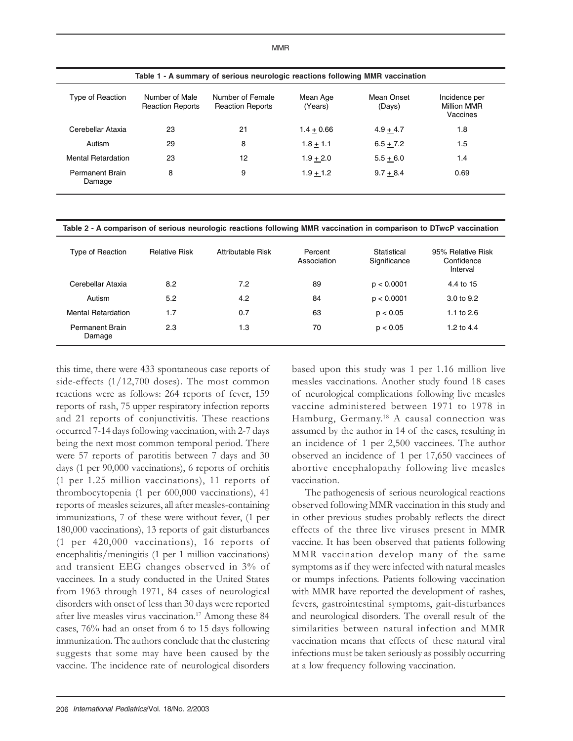**Table 1 - A summary of serious neurologic reactions following MMR vaccination**

| Type of Reaction | Number of Male Reaction Reports | Number of Female Reaction Reports | Mean Age (Years) | Mean Onset (Days) | Incidence per Million MMR Vaccines |
|---|---|---|---|---|---|
| Cerebellar Ataxia | 23 | 21 | $1.4 \pm 0.66$ | $4.9 \pm 4.7$ | 1.8 |
| Autism | 29 | 8 | $1.8 \pm 1.1$ | $6.5 \pm 7.2$ | 1.5 |
| Mental Retardation | 23 | 12 | $1.9 \pm 2.0$ | $5.5 \pm 6.0$ | 1.4 |
| Permanent Brain Damage | 8 | 9 | $1.9 \pm 1.2$ | $9.7 \pm 8.4$ | 0.69 |

**Table 2 - A comparison of serious neurologic reactions following MMR vaccination in comparison to DTwcP vaccination**

| Type of Reaction | Relative Risk | Attributable Risk | Percent Association | Statistical Significance | 95% Relative Risk Confidence Interval |
|---|---|---|---|---|---|
| Cerebellar Ataxia | 8.2 | 7.2 | 89 | $p < 0.0001$ | 4.4 to 15 |
| Autism | 5.2 | 4.2 | 84 | $p < 0.0001$ | 3.0 to 9.2 |
| Mental Retardation | 1.7 | 0.7 | 63 | $p < 0.05$ | 1.1 to 2.6 |
| Permanent Brain Damage | 2.3 | 1.3 | 70 | $p < 0.05$ | 1.2 to 4.4 |

this time, there were 433 spontaneous case reports of side-effects (1/12,700 doses). The most common reactions were as follows: 264 reports of fever, 159 reports of rash, 75 upper respiratory infection reports and 21 reports of conjunctivitis. These reactions occurred 7-14 days following vaccination, with 2-7 days being the next most common temporal period. There were 57 reports of parotitis between 7 days and 30 days (1 per 90,000 vaccinations), 6 reports of orchitis (1 per 1.25 million vaccinations), 11 reports of thrombocytopenia (1 per 600,000 vaccinations), 41 reports of measles seizures, all after measles-containing immunizations, 7 of these were without fever, (1 per 180,000 vaccinations), 13 reports of gait disturbances (1 per 420,000 vaccinations), 16 reports of encephalitis/meningitis (1 per 1 million vaccinations) and transient EEG changes observed in 3% of vaccinees. In a study conducted in the United States from 1963 through 1971, 84 cases of neurological disorders with onset of less than 30 days were reported after live measles virus vaccination.[17] Among these 84 cases, 76% had an onset from 6 to 15 days following immunization. The authors conclude that the clustering suggests that some may have been caused by the vaccine. The incidence rate of neurological disorders based upon this study was 1 per 1.16 million live measles vaccinations. Another study found 18 cases of neurological complications following live measles vaccine administered between 1971 to 1978 in Hamburg, Germany.[18] A causal connection was assumed by the author in 14 of the cases, resulting in an incidence of 1 per 2,500 vaccinees. The author observed an incidence of 1 per 17,650 vaccinees of abortive encephalopathy following live measles vaccination.

The pathogenesis of serious neurological reactions observed following MMR vaccination in this study and in other previous studies probably reflects the direct effects of the three live viruses present in MMR vaccine. It has been observed that patients following MMR vaccination develop many of the same symptoms as if they were infected with natural measles or mumps infections. Patients following vaccination with MMR have reported the development of rashes, fevers, gastrointestinal symptoms, gait-disturbances and neurological disorders. The overall result of the similarities between natural infection and MMR vaccination means that effects of these natural viral infections must be taken seriously as possibly occurring at a low frequency following vaccination.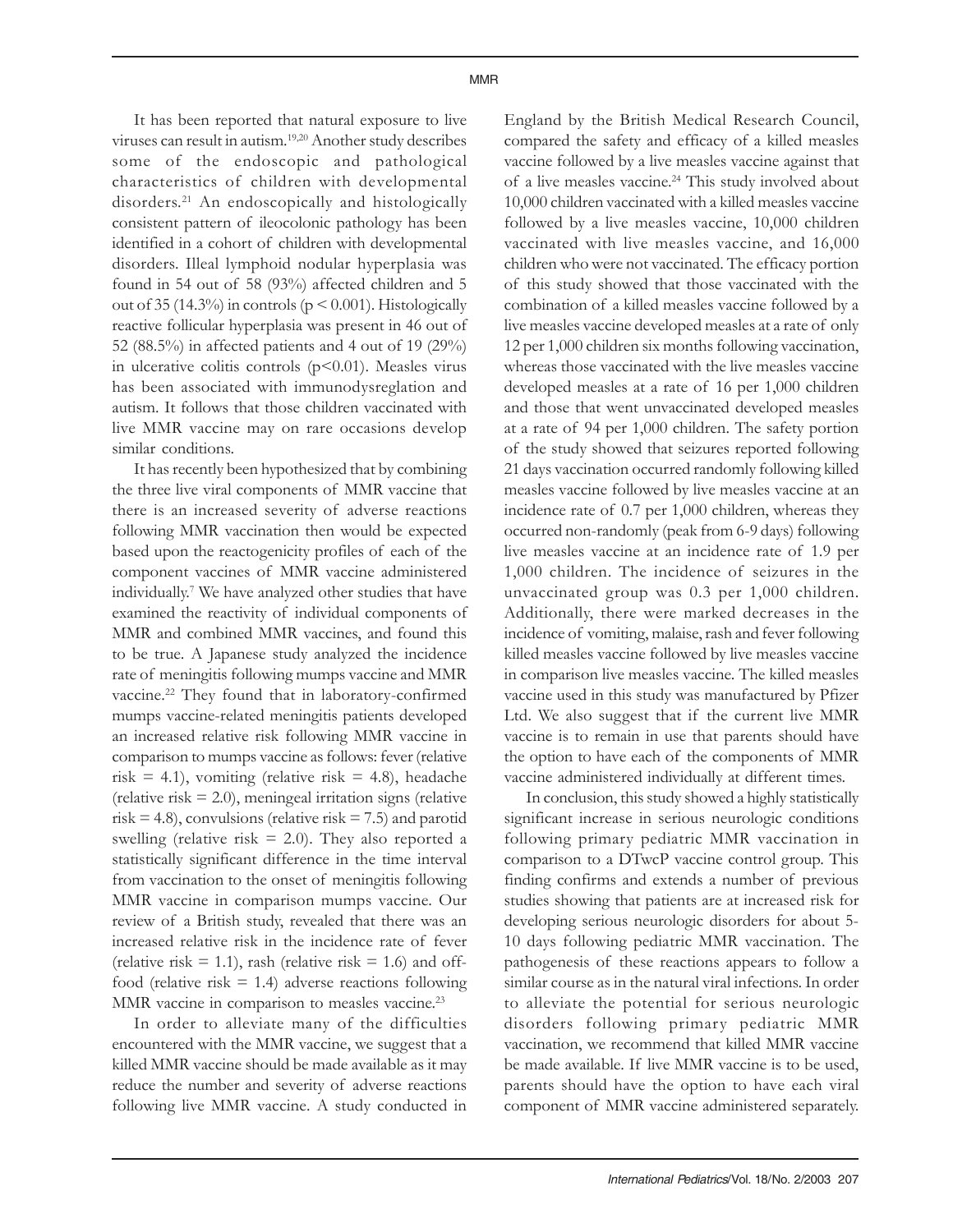It has been reported that natural exposure to live viruses can result in autism.[19,20] Another study describes some of the endoscopic and pathological characteristics of children with developmental disorders.[21] An endoscopically and histologically consistent pattern of ileocolonic pathology has been identified in a cohort of children with developmental disorders. Illeal lymphoid nodular hyperplasia was found in 54 out of 58 (93%) affected children and 5 out of 35 (14.3%) in controls ($p < 0.001$). Histologically reactive follicular hyperplasia was present in 46 out of 52 (88.5%) in affected patients and 4 out of 19 (29%) in ulcerative colitis controls ($p<0.01$). Measles virus has been associated with immunodysreglation and autism. It follows that those children vaccinated with live MMR vaccine may on rare occasions develop similar conditions.

It has recently been hypothesized that by combining the three live viral components of MMR vaccine that there is an increased severity of adverse reactions following MMR vaccination then would be expected based upon the reactogenicity profiles of each of the component vaccines of MMR vaccine administered individually.[7] We have analyzed other studies that have examined the reactivity of individual components of MMR and combined MMR vaccines, and found this to be true. A Japanese study analyzed the incidence rate of meningitis following mumps vaccine and MMR vaccine.[22] They found that in laboratory-confirmed mumps vaccine-related meningitis patients developed an increased relative risk following MMR vaccine in comparison to mumps vaccine as follows: fever (relative risk = 4.1), vomiting (relative risk = 4.8), headache (relative risk = 2.0), meningeal irritation signs (relative risk = 4.8), convulsions (relative risk = 7.5) and parotid swelling (relative risk = 2.0). They also reported a statistically significant difference in the time interval from vaccination to the onset of meningitis following MMR vaccine in comparison mumps vaccine. Our review of a British study, revealed that there was an increased relative risk in the incidence rate of fever (relative risk = 1.1), rash (relative risk = 1.6) and off-food (relative risk = 1.4) adverse reactions following MMR vaccine in comparison to measles vaccine.[23]

In order to alleviate many of the difficulties encountered with the MMR vaccine, we suggest that a killed MMR vaccine should be made available as it may reduce the number and severity of adverse reactions following live MMR vaccine. A study conducted in England by the British Medical Research Council, compared the safety and efficacy of a killed measles vaccine followed by a live measles vaccine against that of a live measles vaccine.[24] This study involved about 10,000 children vaccinated with a killed measles vaccine followed by a live measles vaccine, 10,000 children vaccinated with live measles vaccine, and 16,000 children who were not vaccinated. The efficacy portion of this study showed that those vaccinated with the combination of a killed measles vaccine followed by a live measles vaccine developed measles at a rate of only 12 per 1,000 children six months following vaccination, whereas those vaccinated with the live measles vaccine developed measles at a rate of 16 per 1,000 children and those that went unvaccinated developed measles at a rate of 94 per 1,000 children. The safety portion of the study showed that seizures reported following 21 days vaccination occurred randomly following killed measles vaccine followed by live measles vaccine at an incidence rate of 0.7 per 1,000 children, whereas they occurred non-randomly (peak from 6-9 days) following live measles vaccine at an incidence rate of 1.9 per 1,000 children. The incidence of seizures in the unvaccinated group was 0.3 per 1,000 children. Additionally, there were marked decreases in the incidence of vomiting, malaise, rash and fever following killed measles vaccine followed by live measles vaccine in comparison live measles vaccine. The killed measles vaccine used in this study was manufactured by Pfizer Ltd. We also suggest that if the current live MMR vaccine is to remain in use that parents should have the option to have each of the components of MMR vaccine administered individually at different times.

In conclusion, this study showed a highly statistically significant increase in serious neurologic conditions following primary pediatric MMR vaccination in comparison to a DTwcP vaccine control group. This finding confirms and extends a number of previous studies showing that patients are at increased risk for developing serious neurologic disorders for about 5-10 days following pediatric MMR vaccination. The pathogenesis of these reactions appears to follow a similar course as in the natural viral infections. In order to alleviate the potential for serious neurologic disorders following primary pediatric MMR vaccination, we recommend that killed MMR vaccine be made available. If live MMR vaccine is to be used, parents should have the option to have each viral component of MMR vaccine administered separately.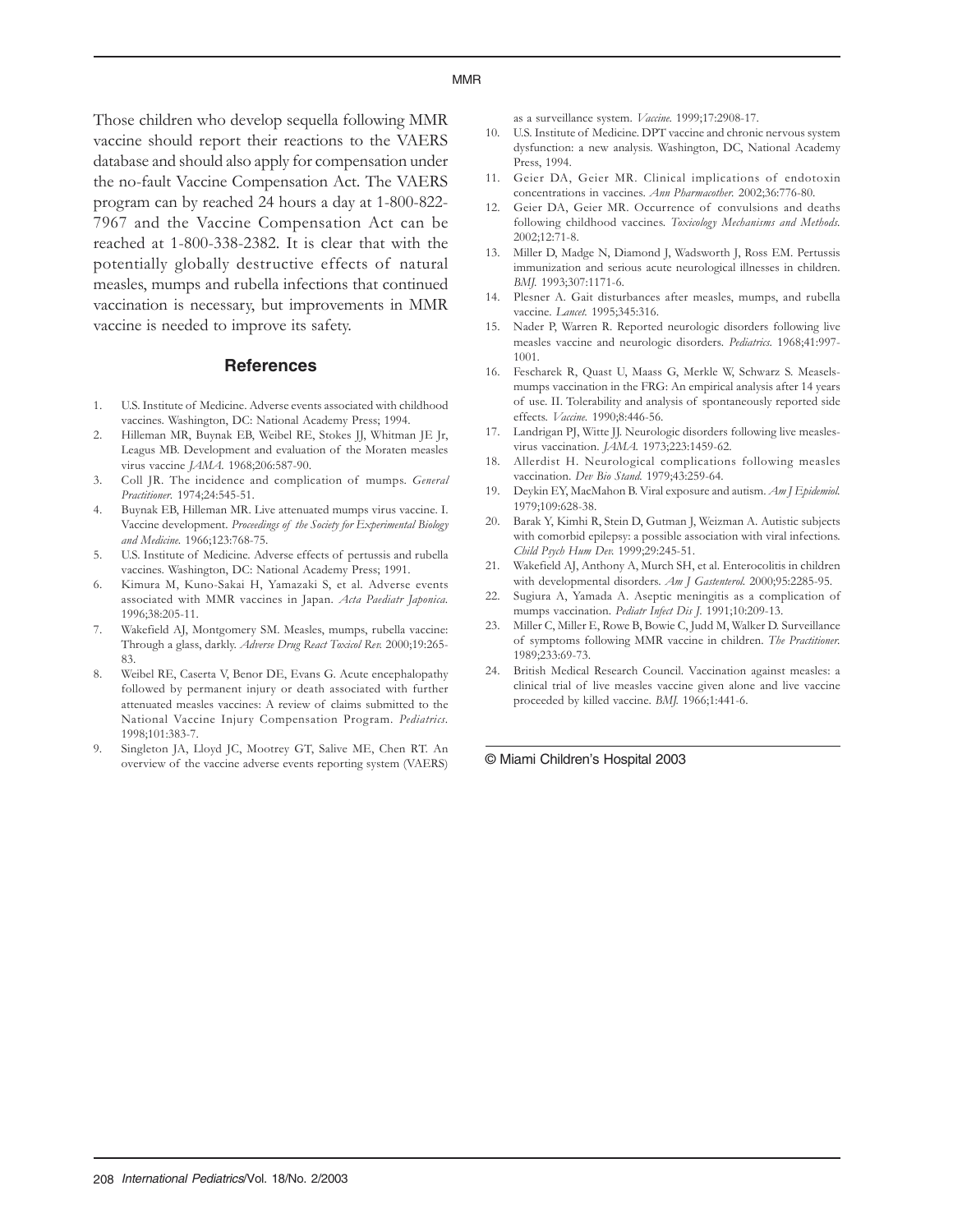Those children who develop sequella following MMR vaccine should report their reactions to the VAERS database and should also apply for compensation under the no-fault Vaccine Compensation Act. The VAERS program can by reached 24 hours a day at 1-800-822-7967 and the Vaccine Compensation Act can be reached at 1-800-338-2382. It is clear that with the potentially globally destructive effects of natural measles, mumps and rubella infections that continued vaccination is necessary, but improvements in MMR vaccine is needed to improve its safety.

## References

1. U.S. Institute of Medicine. Adverse events associated with childhood vaccines. Washington, DC: National Academy Press; 1994.
2. Hilleman MR, Buynak EB, Weibel RE, Stokes JJ, Whitman JE Jr, Leagus MB. Development and evaluation of the Moraten measles virus vaccine *JAMA.* 1968;206:587-90.
3. Coll JR. The incidence and complication of mumps. *General Practitioner.* 1974;24:545-51.
4. Buynak EB, Hilleman MR. Live attenuated mumps virus vaccine. I. Vaccine development. *Proceedings of the Society for Experimental Biology and Medicine.* 1966;123:768-75.
5. U.S. Institute of Medicine. Adverse effects of pertussis and rubella vaccines. Washington, DC: National Academy Press; 1991.
6. Kimura M, Kuno-Sakai H, Yamazaki S, et al. Adverse events associated with MMR vaccines in Japan. *Acta Paediatr Japonica.* 1996;38:205-11.
7. Wakefield AJ, Montgomery SM. Measles, mumps, rubella vaccine: Through a glass, darkly. *Adverse Drug React Toxicol Rev.* 2000;19:265-83.
8. Weibel RE, Caserta V, Benor DE, Evans G. Acute encephalopathy followed by permanent injury or death associated with further attenuated measles vaccines: A review of claims submitted to the National Vaccine Injury Compensation Program. *Pediatrics.* 1998;101:383-7.
9. Singleton JA, Lloyd JC, Mootrey GT, Salive ME, Chen RT. An overview of the vaccine adverse events reporting system (VAERS) as a surveillance system. *Vaccine.* 1999;17:2908-17.
10. U.S. Institute of Medicine. DPT vaccine and chronic nervous system dysfunction: a new analysis. Washington, DC, National Academy Press, 1994.
11. Geier DA, Geier MR. Clinical implications of endotoxin concentrations in vaccines. *Ann Pharmacother.* 2002;36:776-80.
12. Geier DA, Geier MR. Occurrence of convulsions and deaths following childhood vaccines. *Toxicology Mechanisms and Methods.* 2002;12:71-8.
13. Miller D, Madge N, Diamond J, Wadsworth J, Ross EM. Pertussis immunization and serious acute neurological illnesses in children. *BMJ.* 1993;307:1171-6.
14. Plesner A. Gait disturbances after measles, mumps, and rubella vaccine. *Lancet.* 1995;345:316.
15. Nader P, Warren R. Reported neurologic disorders following live measles vaccine and neurologic disorders. *Pediatrics.* 1968;41:997-1001.
16. Fescharek R, Quast U, Maass G, Merkle W, Schwarz S. Measels-mumps vaccination in the FRG: An empirical analysis after 14 years of use. II. Tolerability and analysis of spontaneously reported side effects. *Vaccine.* 1990;8:446-56.
17. Landrigan PJ, Witte JJ. Neurologic disorders following live measles-virus vaccination. *JAMA.* 1973;223:1459-62.
18. Allerdist H. Neurological complications following measles vaccination. *Dev Bio Stand.* 1979;43:259-64.
19. Deykin EY, MacMahon B. Viral exposure and autism. *Am J Epidemiol.* 1979;109:628-38.
20. Barak Y, Kimhi R, Stein D, Gutman J, Weizman A. Autistic subjects with comorbid epilepsy: a possible association with viral infections. *Child Psych Hum Dev.* 1999;29:245-51.
21. Wakefield AJ, Anthony A, Murch SH, et al. Enterocolitis in children with developmental disorders. *Am J Gastenterol.* 2000;95:2285-95.
22. Sugiura A, Yamada A. Aseptic meningitis as a complication of mumps vaccination. *Pediatr Infect Dis J.* 1991;10:209-13.
23. Miller C, Miller E, Rowe B, Bowie C, Judd M, Walker D. Surveillance of symptoms following MMR vaccine in children. *The Practitioner.* 1989;233:69-73.
24. British Medical Research Council. Vaccination against measles: a clinical trial of live measles vaccine given alone and live vaccine proceeded by killed vaccine. *BMJ.* 1966;1:441-6.

© Miami Children's Hospital 2003